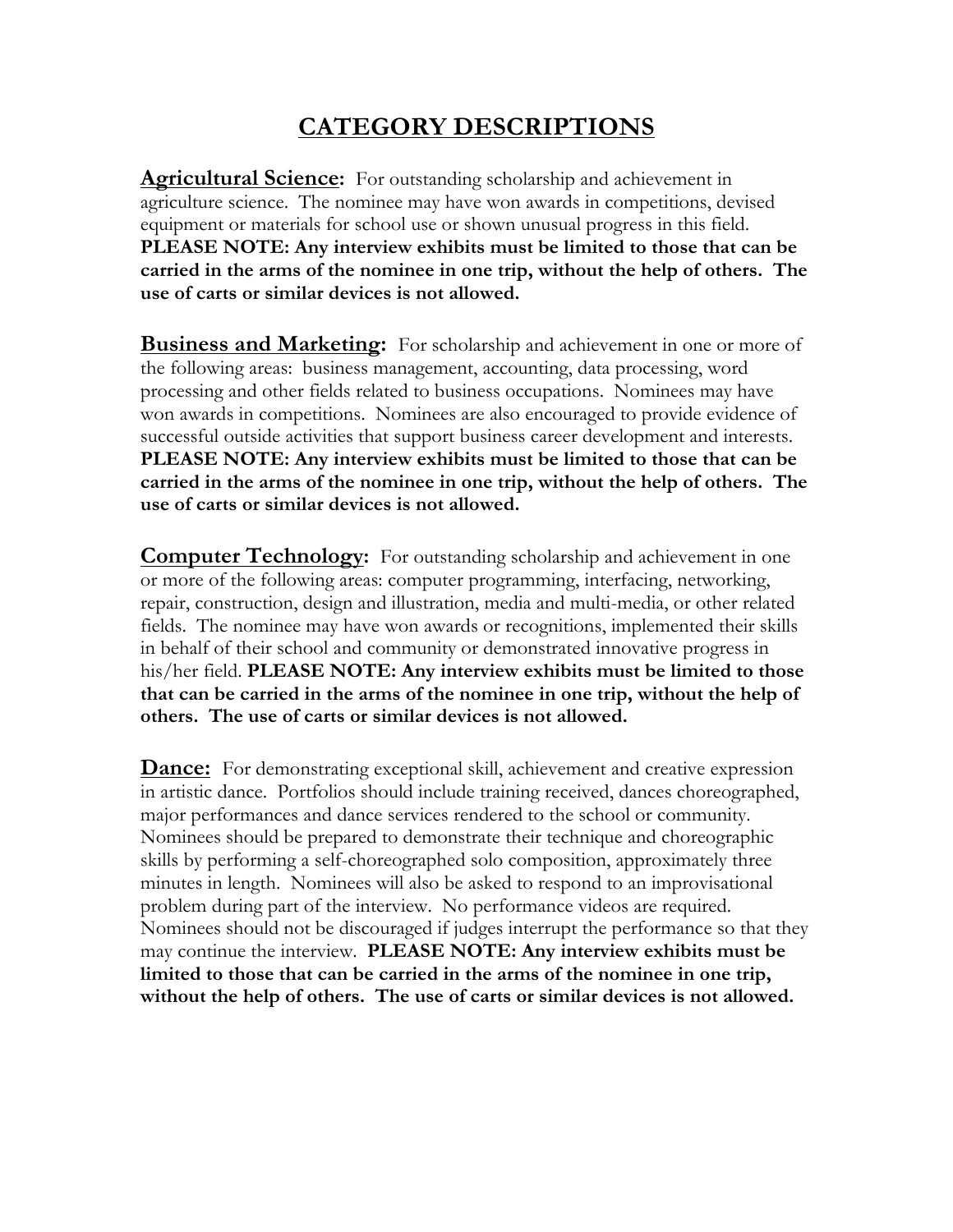# CATEGORY DESCRIPTIONS

**Agricultural Science:** For outstanding scholarship and achievement in agriculture science. The nominee may have won awards in competitions, devised equipment or materials for school use or shown unusual progress in this field. **PLEASE NOTE: Any interview exhibits must be limited to those that can be carried in the arms of the nominee in one trip, without the help of others. The use of carts or similar devices is not allowed.**

**Business and Marketing:** For scholarship and achievement in one or more of the following areas: business management, accounting, data processing, word processing and other fields related to business occupations. Nominees may have won awards in competitions. Nominees are also encouraged to provide evidence of successful outside activities that support business career development and interests. **PLEASE NOTE: Any interview exhibits must be limited to those that can be carried in the arms of the nominee in one trip, without the help of others. The use of carts or similar devices is not allowed.**

**Computer Technology:** For outstanding scholarship and achievement in one or more of the following areas: computer programming, interfacing, networking, repair, construction, design and illustration, media and multi-media, or other related fields. The nominee may have won awards or recognitions, implemented their skills in behalf of their school and community or demonstrated innovative progress in his/her field. **PLEASE NOTE: Any interview exhibits must be limited to those that can be carried in the arms of the nominee in one trip, without the help of others. The use of carts or similar devices is not allowed.**

**Dance:** For demonstrating exceptional skill, achievement and creative expression in artistic dance. Portfolios should include training received, dances choreographed, major performances and dance services rendered to the school or community. Nominees should be prepared to demonstrate their technique and choreographic skills by performing a self-choreographed solo composition, approximately three minutes in length. Nominees will also be asked to respond to an improvisational problem during part of the interview. No performance videos are required. Nominees should not be discouraged if judges interrupt the performance so that they may continue the interview. **PLEASE NOTE: Any interview exhibits must be limited to those that can be carried in the arms of the nominee in one trip, without the help of others. The use of carts or similar devices is not allowed.**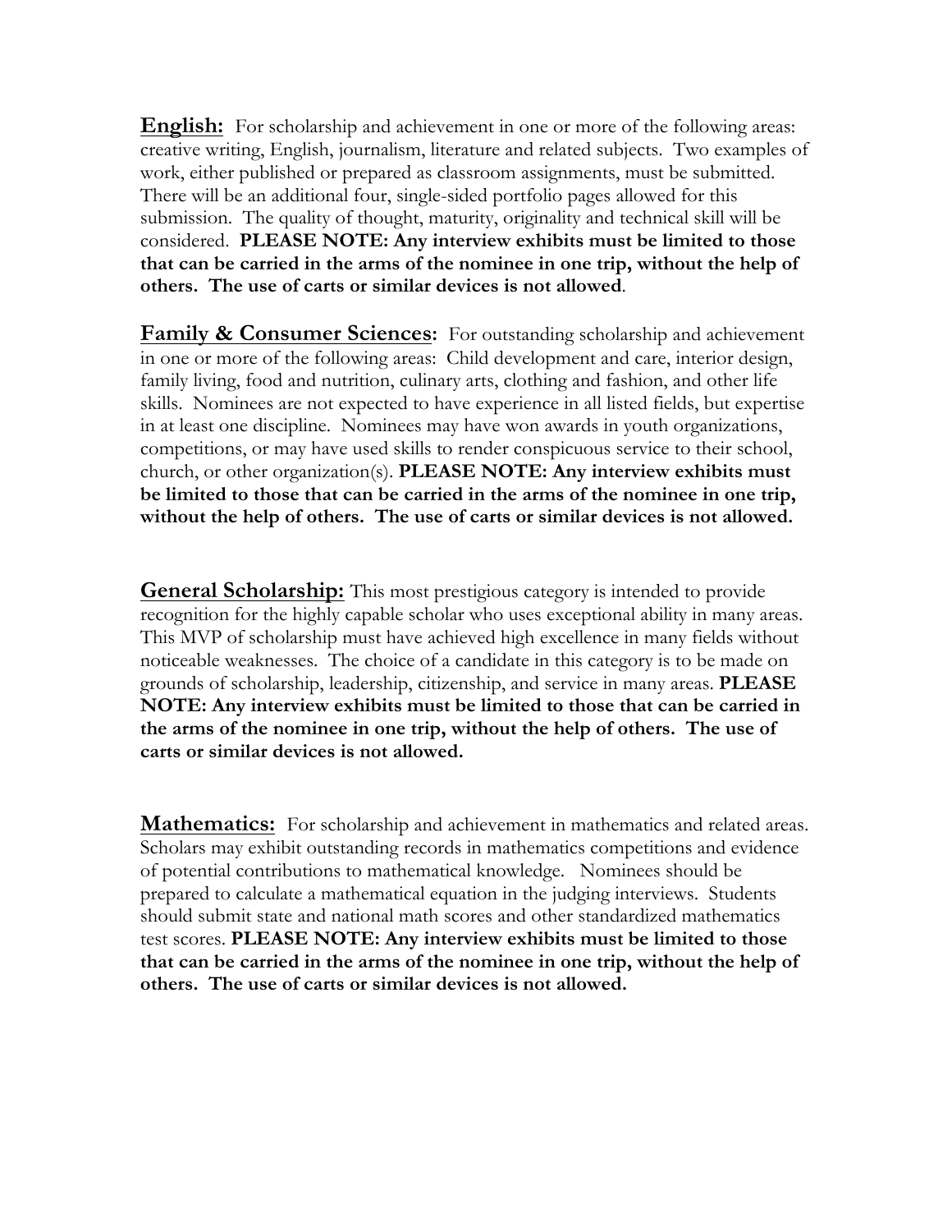**<u>English:</u>** For scholarship and achievement in one or more of the following areas: creative writing, English, journalism, literature and related subjects. Two examples of work, either published or prepared as classroom assignments, must be submitted. There will be an additional four, single-sided portfolio pages allowed for this submission. The quality of thought, maturity, originality and technical skill will be considered. **PLEASE NOTE: Any interview exhibits must be limited to those that can be carried in the arms of the nominee in one trip, without the help of others. The use of carts or similar devices is not allowed**.

**<u>Family & Consumer Sciences</u>:** For outstanding scholarship and achievement in one or more of the following areas: Child development and care, interior design, family living, food and nutrition, culinary arts, clothing and fashion, and other life skills. Nominees are not expected to have experience in all listed fields, but expertise in at least one discipline. Nominees may have won awards in youth organizations, competitions, or may have used skills to render conspicuous service to their school, church, or other organization(s). **PLEASE NOTE: Any interview exhibits must be limited to those that can be carried in the arms of the nominee in one trip, without the help of others. The use of carts or similar devices is not allowed.**

**<u>General Scholarship:</u>** This most prestigious category is intended to provide recognition for the highly capable scholar who uses exceptional ability in many areas. This MVP of scholarship must have achieved high excellence in many fields without noticeable weaknesses. The choice of a candidate in this category is to be made on grounds of scholarship, leadership, citizenship, and service in many areas. **PLEASE NOTE: Any interview exhibits must be limited to those that can be carried in the arms of the nominee in one trip, without the help of others. The use of carts or similar devices is not allowed.**

**<u>Mathematics:</u>** For scholarship and achievement in mathematics and related areas. Scholars may exhibit outstanding records in mathematics competitions and evidence of potential contributions to mathematical knowledge. Nominees should be prepared to calculate a mathematical equation in the judging interviews. Students should submit state and national math scores and other standardized mathematics test scores. **PLEASE NOTE: Any interview exhibits must be limited to those that can be carried in the arms of the nominee in one trip, without the help of others. The use of carts or similar devices is not allowed.**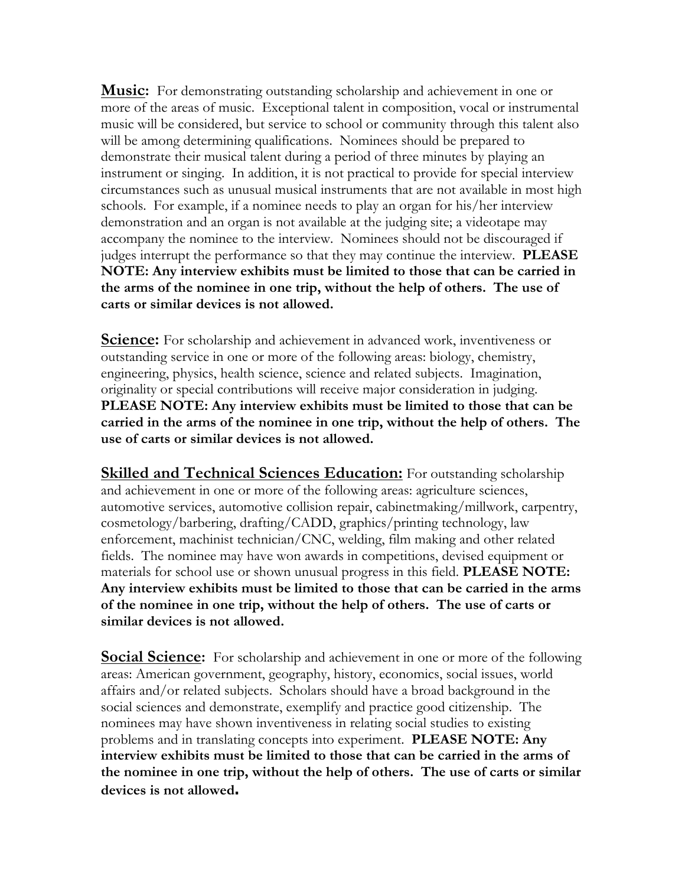**Music:** For demonstrating outstanding scholarship and achievement in one or more of the areas of music. Exceptional talent in composition, vocal or instrumental music will be considered, but service to school or community through this talent also will be among determining qualifications. Nominees should be prepared to demonstrate their musical talent during a period of three minutes by playing an instrument or singing. In addition, it is not practical to provide for special interview circumstances such as unusual musical instruments that are not available in most high schools. For example, if a nominee needs to play an organ for his/her interview demonstration and an organ is not available at the judging site; a videotape may accompany the nominee to the interview. Nominees should not be discouraged if judges interrupt the performance so that they may continue the interview. **PLEASE NOTE: Any interview exhibits must be limited to those that can be carried in the arms of the nominee in one trip, without the help of others. The use of carts or similar devices is not allowed.**

**Science:** For scholarship and achievement in advanced work, inventiveness or outstanding service in one or more of the following areas: biology, chemistry, engineering, physics, health science, science and related subjects. Imagination, originality or special contributions will receive major consideration in judging. **PLEASE NOTE: Any interview exhibits must be limited to those that can be carried in the arms of the nominee in one trip, without the help of others. The use of carts or similar devices is not allowed.**

**Skilled and Technical Sciences Education:** For outstanding scholarship and achievement in one or more of the following areas: agriculture sciences, automotive services, automotive collision repair, cabinetmaking/millwork, carpentry, cosmetology/barbering, drafting/CADD, graphics/printing technology, law enforcement, machinist technician/CNC, welding, film making and other related fields. The nominee may have won awards in competitions, devised equipment or materials for school use or shown unusual progress in this field. **PLEASE NOTE: Any interview exhibits must be limited to those that can be carried in the arms of the nominee in one trip, without the help of others. The use of carts or similar devices is not allowed.**

**Social Science:** For scholarship and achievement in one or more of the following areas: American government, geography, history, economics, social issues, world affairs and/or related subjects. Scholars should have a broad background in the social sciences and demonstrate, exemplify and practice good citizenship. The nominees may have shown inventiveness in relating social studies to existing problems and in translating concepts into experiment. **PLEASE NOTE: Any interview exhibits must be limited to those that can be carried in the arms of the nominee in one trip, without the help of others. The use of carts or similar devices is not allowed.**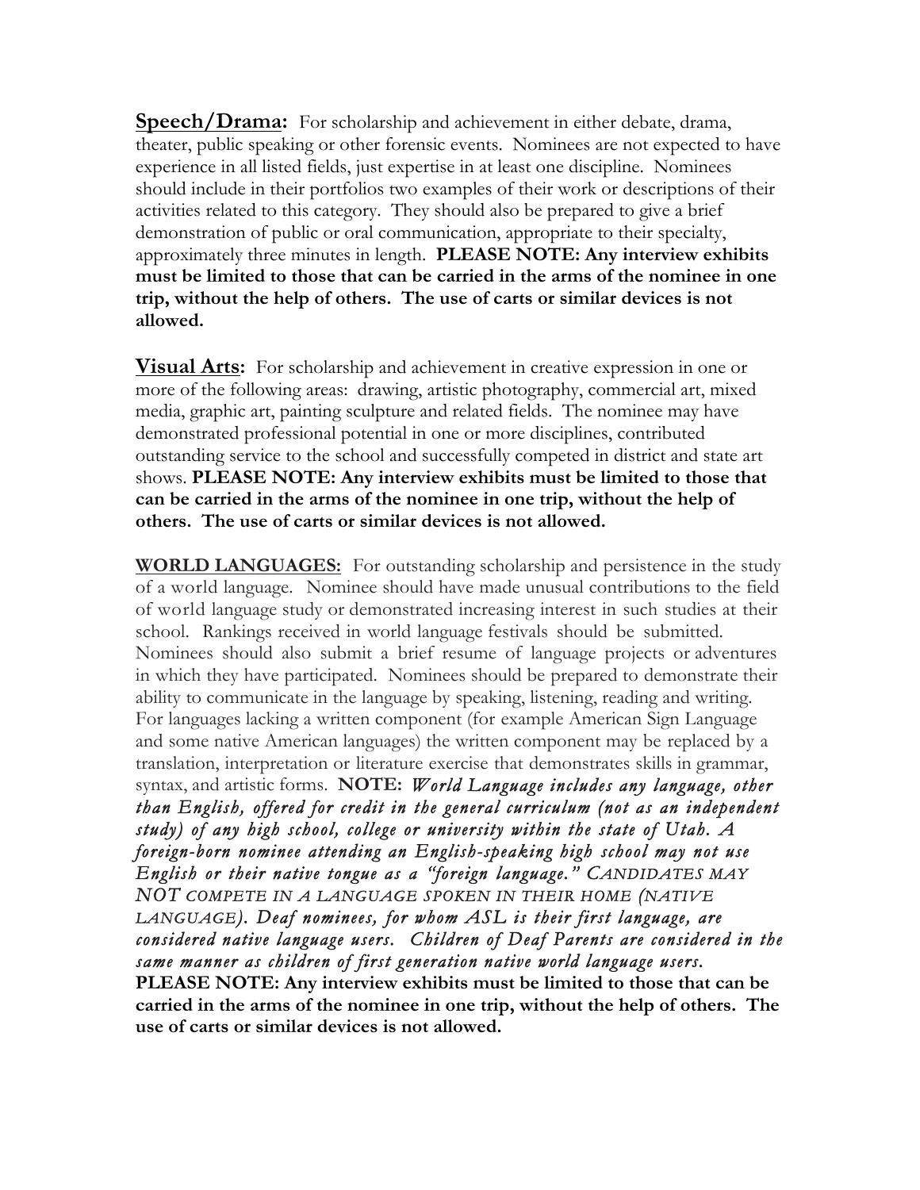**Speech/Drama:** For scholarship and achievement in either debate, drama, theater, public speaking or other forensic events. Nominees are not expected to have experience in all listed fields, just expertise in at least one discipline. Nominees should include in their portfolios two examples of their work or descriptions of their activities related to this category. They should also be prepared to give a brief demonstration of public or oral communication, appropriate to their specialty, approximately three minutes in length. **PLEASE NOTE: Any interview exhibits must be limited to those that can be carried in the arms of the nominee in one trip, without the help of others. The use of carts or similar devices is not allowed.**

**Visual Arts:** For scholarship and achievement in creative expression in one or more of the following areas: drawing, artistic photography, commercial art, mixed media, graphic art, painting sculpture and related fields. The nominee may have demonstrated professional potential in one or more disciplines, contributed outstanding service to the school and successfully competed in district and state art shows. **PLEASE NOTE: Any interview exhibits must be limited to those that can be carried in the arms of the nominee in one trip, without the help of others. The use of carts or similar devices is not allowed.**

**WORLD LANGUAGES:** For outstanding scholarship and persistence in the study of a world language. Nominee should have made unusual contributions to the field of world language study or demonstrated increasing interest in such studies at their school. Rankings received in world language festivals should be submitted. Nominees should also submit a brief resume of language projects or adventures in which they have participated. Nominees should be prepared to demonstrate their ability to communicate in the language by speaking, listening, reading and writing. For languages lacking a written component (for example American Sign Language and some native American languages) the written component may be replaced by a translation, interpretation or literature exercise that demonstrates skills in grammar, syntax, and artistic forms. **NOTE:** *World Language includes any language, other than English, offered for credit in the general curriculum (not as an independent study) of any high school, college or university within the state of Utah. A foreign-born nominee attending an English-speaking high school may not use English or their native tongue as a "foreign language." CANDIDATES MAY NOT COMPETE IN A LANGUAGE SPOKEN IN THEIR HOME (NATIVE LANGUAGE). Deaf nominees, for whom ASL is their first language, are considered native language users. Children of Deaf Parents are considered in the same manner as children of first generation native world language users.*
**PLEASE NOTE: Any interview exhibits must be limited to those that can be carried in the arms of the nominee in one trip, without the help of others. The use of carts or similar devices is not allowed.**